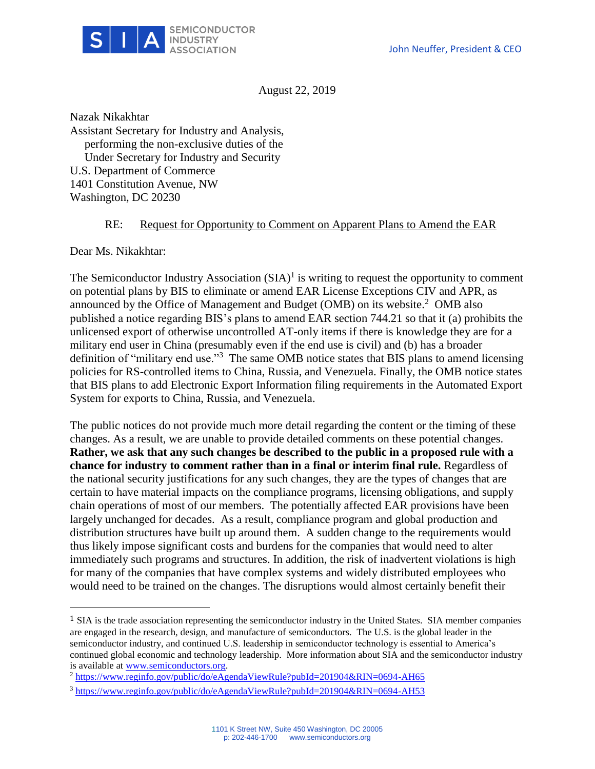John Neuffer, President & CEO

August 22, 2019

Nazak Nikakhtar
Assistant Secretary for Industry and Analysis,
performing the non-exclusive duties of the
Under Secretary for Industry and Security
U.S. Department of Commerce
1401 Constitution Avenue, NW
Washington, DC 20230

RE: Request for Opportunity to Comment on Apparent Plans to Amend the EAR

Dear Ms. Nikakhtar:

The Semiconductor Industry Association (SIA)[1] is writing to request the opportunity to comment on potential plans by BIS to eliminate or amend EAR License Exceptions CIV and APR, as announced by the Office of Management and Budget (OMB) on its website.[2] OMB also published a notice regarding BIS's plans to amend EAR section 744.21 so that it (a) prohibits the unlicensed export of otherwise uncontrolled AT-only items if there is knowledge they are for a military end user in China (presumably even if the end use is civil) and (b) has a broader definition of "military end use."[3] The same OMB notice states that BIS plans to amend licensing policies for RS-controlled items to China, Russia, and Venezuela. Finally, the OMB notice states that BIS plans to add Electronic Export Information filing requirements in the Automated Export System for exports to China, Russia, and Venezuela.

The public notices do not provide much more detail regarding the content or the timing of these changes. As a result, we are unable to provide detailed comments on these potential changes. **Rather, we ask that any such changes be described to the public in a proposed rule with a chance for industry to comment rather than in a final or interim final rule.** Regardless of the national security justifications for any such changes, they are the types of changes that are certain to have material impacts on the compliance programs, licensing obligations, and supply chain operations of most of our members. The potentially affected EAR provisions have been largely unchanged for decades. As a result, compliance program and global production and distribution structures have built up around them. A sudden change to the requirements would thus likely impose significant costs and burdens for the companies that would need to alter immediately such programs and structures. In addition, the risk of inadvertent violations is high for many of the companies that have complex systems and widely distributed employees who would need to be trained on the changes. The disruptions would almost certainly benefit their

---

[1] SIA is the trade association representing the semiconductor industry in the United States. SIA member companies are engaged in the research, design, and manufacture of semiconductors. The U.S. is the global leader in the semiconductor industry, and continued U.S. leadership in semiconductor technology is essential to America's continued global economic and technology leadership. More information about SIA and the semiconductor industry is available at www.semiconductors.org.

[2] https://www.reginfo.gov/public/do/eAgendaViewRule?pubId=201904&RIN=0694-AH65

[3] https://www.reginfo.gov/public/do/eAgendaViewRule?pubId=201904&RIN=0694-AH53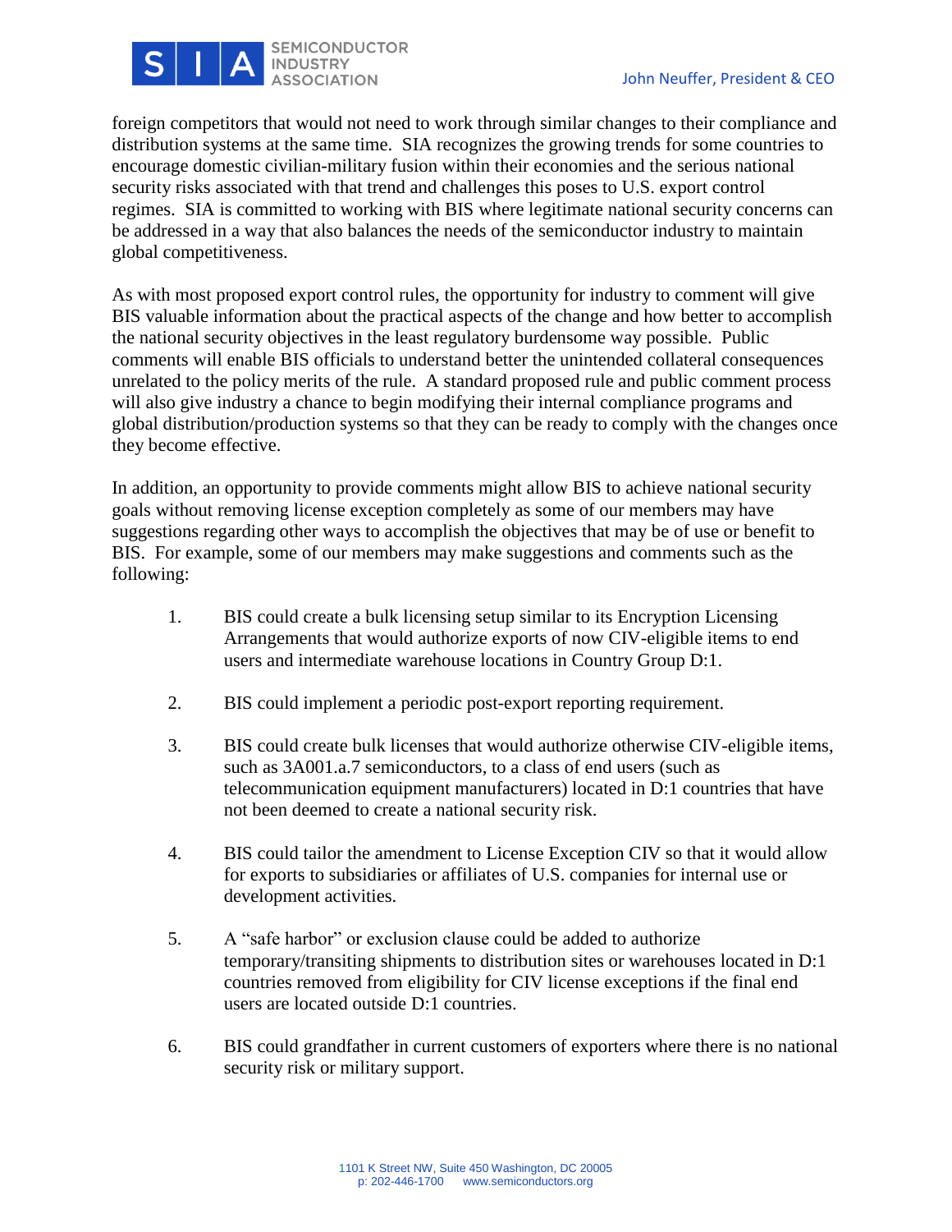foreign competitors that would not need to work through similar changes to their compliance and distribution systems at the same time. SIA recognizes the growing trends for some countries to encourage domestic civilian-military fusion within their economies and the serious national security risks associated with that trend and challenges this poses to U.S. export control regimes. SIA is committed to working with BIS where legitimate national security concerns can be addressed in a way that also balances the needs of the semiconductor industry to maintain global competitiveness.

As with most proposed export control rules, the opportunity for industry to comment will give BIS valuable information about the practical aspects of the change and how better to accomplish the national security objectives in the least regulatory burdensome way possible. Public comments will enable BIS officials to understand better the unintended collateral consequences unrelated to the policy merits of the rule. A standard proposed rule and public comment process will also give industry a chance to begin modifying their internal compliance programs and global distribution/production systems so that they can be ready to comply with the changes once they become effective.

In addition, an opportunity to provide comments might allow BIS to achieve national security goals without removing license exception completely as some of our members may have suggestions regarding other ways to accomplish the objectives that may be of use or benefit to BIS. For example, some of our members may make suggestions and comments such as the following:

1. BIS could create a bulk licensing setup similar to its Encryption Licensing Arrangements that would authorize exports of now CIV-eligible items to end users and intermediate warehouse locations in Country Group D:1.

2. BIS could implement a periodic post-export reporting requirement.

3. BIS could create bulk licenses that would authorize otherwise CIV-eligible items, such as 3A001.a.7 semiconductors, to a class of end users (such as telecommunication equipment manufacturers) located in D:1 countries that have not been deemed to create a national security risk.

4. BIS could tailor the amendment to License Exception CIV so that it would allow for exports to subsidiaries or affiliates of U.S. companies for internal use or development activities.

5. A "safe harbor" or exclusion clause could be added to authorize temporary/transiting shipments to distribution sites or warehouses located in D:1 countries removed from eligibility for CIV license exceptions if the final end users are located outside D:1 countries.

6. BIS could grandfather in current customers of exporters where there is no national security risk or military support.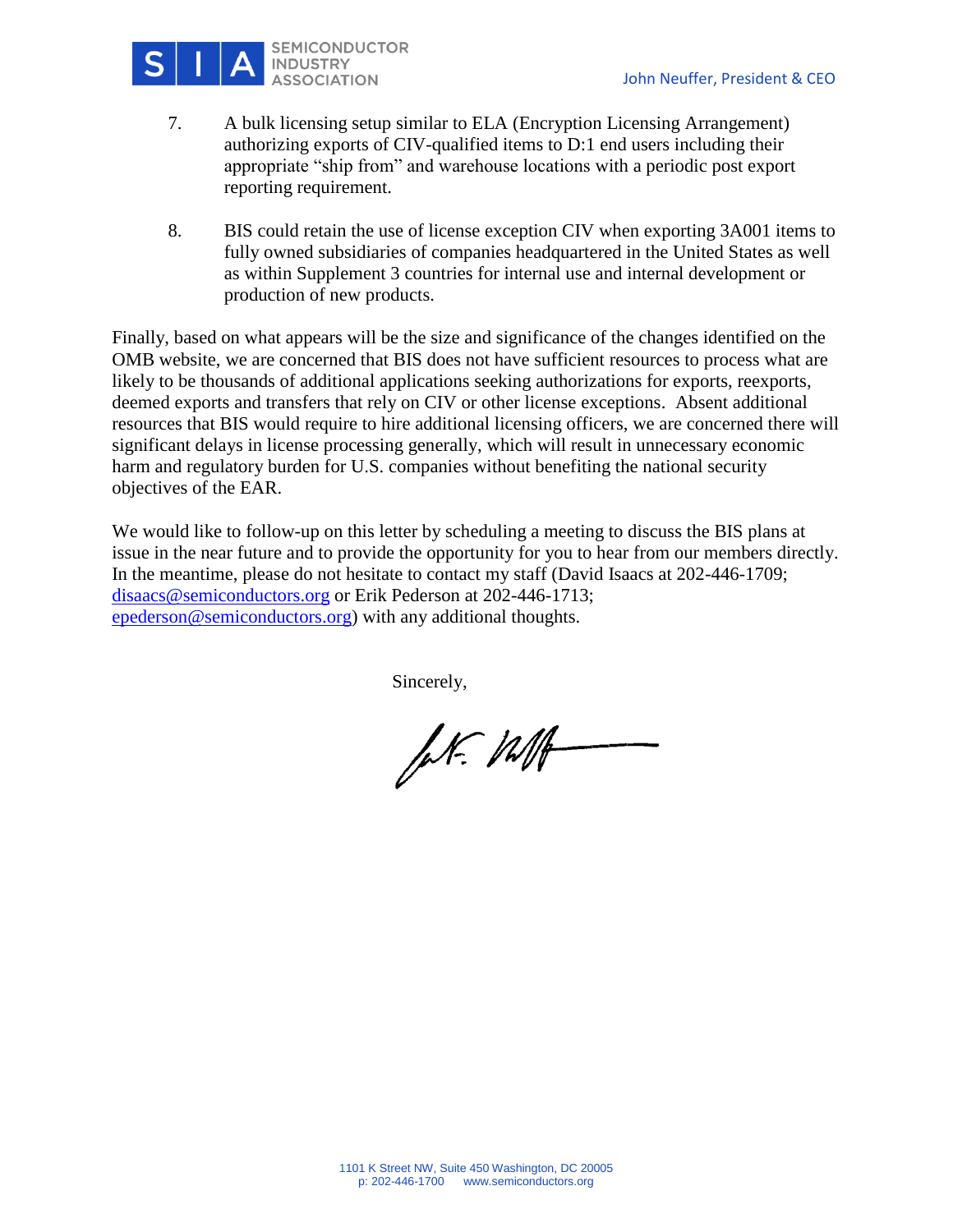7. A bulk licensing setup similar to ELA (Encryption Licensing Arrangement) authorizing exports of CIV-qualified items to D:1 end users including their appropriate "ship from" and warehouse locations with a periodic post export reporting requirement.

8. BIS could retain the use of license exception CIV when exporting 3A001 items to fully owned subsidiaries of companies headquartered in the United States as well as within Supplement 3 countries for internal use and internal development or production of new products.

Finally, based on what appears will be the size and significance of the changes identified on the OMB website, we are concerned that BIS does not have sufficient resources to process what are likely to be thousands of additional applications seeking authorizations for exports, reexports, deemed exports and transfers that rely on CIV or other license exceptions. Absent additional resources that BIS would require to hire additional licensing officers, we are concerned there will significant delays in license processing generally, which will result in unnecessary economic harm and regulatory burden for U.S. companies without benefiting the national security objectives of the EAR.

We would like to follow-up on this letter by scheduling a meeting to discuss the BIS plans at issue in the near future and to provide the opportunity for you to hear from our members directly. In the meantime, please do not hesitate to contact my staff (David Isaacs at 202-446-1709; disaacs@semiconductors.org or Erik Pederson at 202-446-1713; epederson@semiconductors.org) with any additional thoughts.

Sincerely,